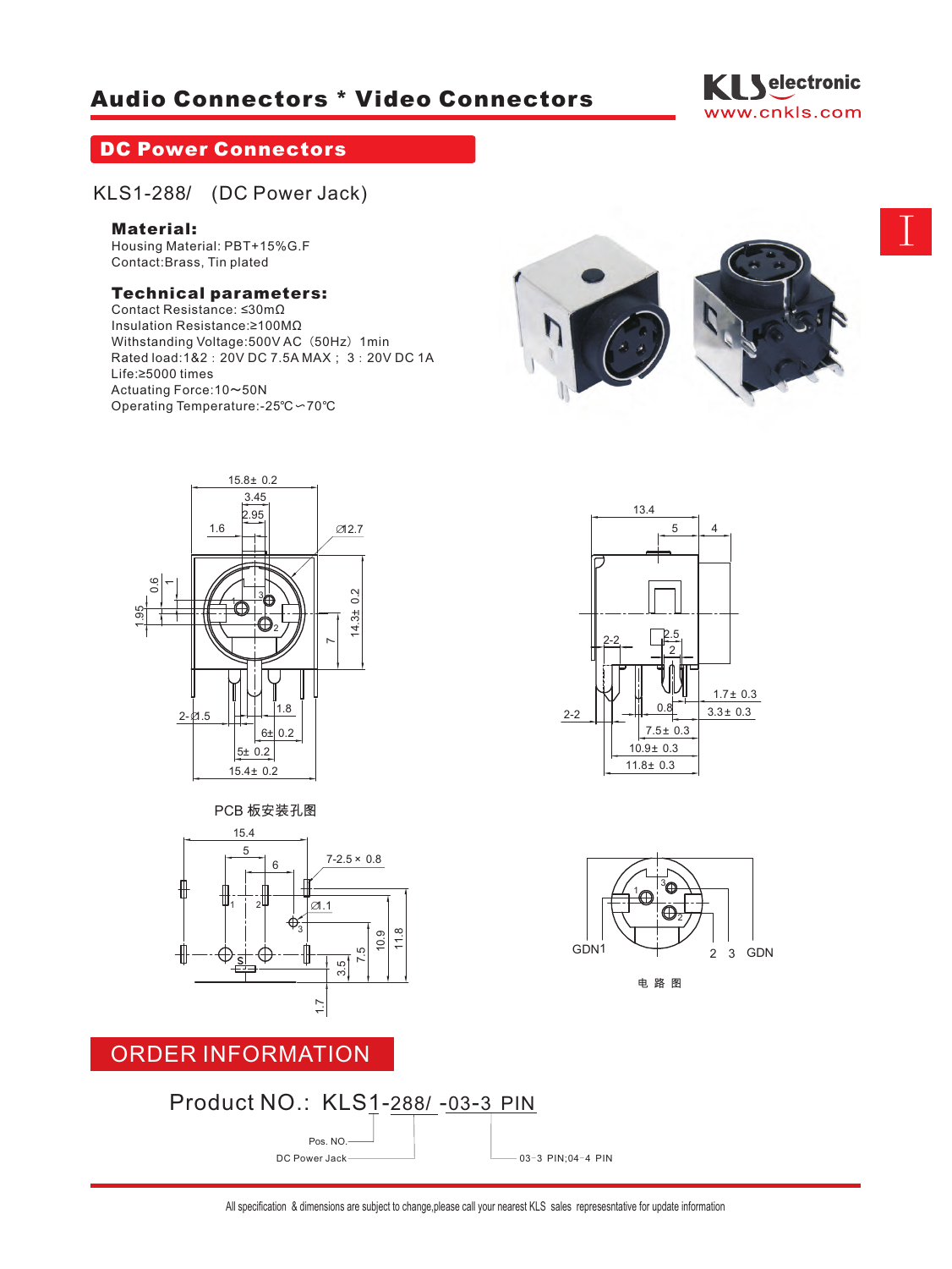# Audio Connectors * Video Connectors

KLS electronic
www.cnkls.com

## DC Power Connectors

### KLS1-288/ (DC Power Jack)

**Material:**

Housing Material: PBT+15%G.F
Contact:Brass, Tin plated

**Technical parameters:**

Contact Resistance: ≤30mΩ
Insulation Resistance:≥100MΩ
Withstanding Voltage:500V AC（50Hz）1min
Rated load:1&2：20V DC 7.5A MAX；3：20V DC 1A
Life:≥5000 times
Actuating Force:10～50N
Operating Temperature:-25℃～70℃

PCB 板安装孔图

电 路 图

## ORDER INFORMATION

Product NO.: KLS1-288/ -03-3 PIN

- Pos. NO.
- DC Power Jack
- 03-3 PIN;04-4 PIN

All specification & dimensions are subject to change,please call your nearest KLS sales represesntative for update information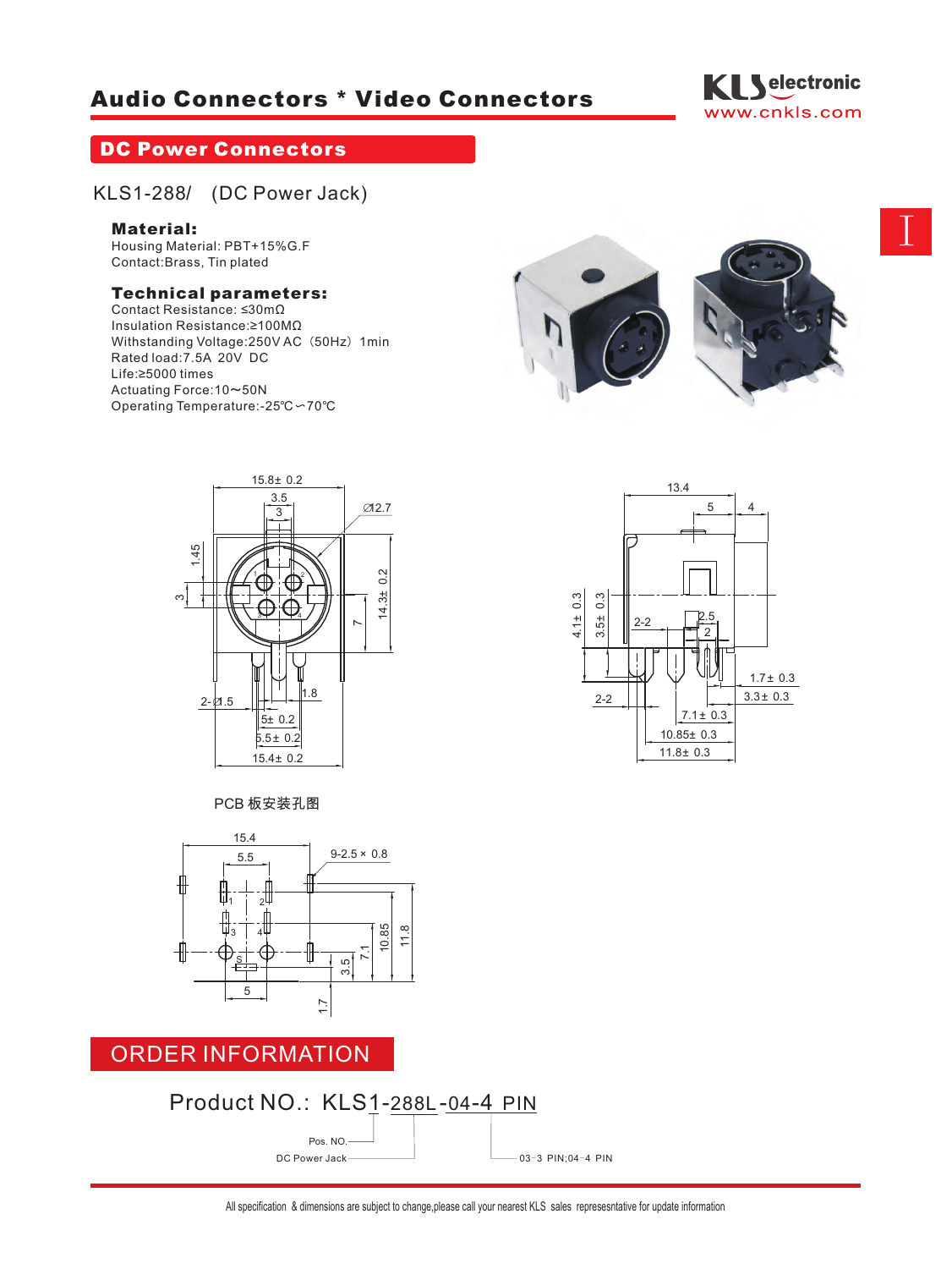# Audio Connectors * Video Connectors

## DC Power Connectors

KLS1-288/ (DC Power Jack)

**Material:**

Housing Material: PBT+15%G.F
Contact:Brass, Tin plated

**Technical parameters:**

Contact Resistance: ≤30mΩ
Insulation Resistance:≥100MΩ
Withstanding Voltage:250V AC（50Hz）1min
Rated load:7.5A 20V DC
Life:≥5000 times
Actuating Force:10～50N
Operating Temperature:-25℃～70℃

15.8± 0.2
3.5
3
Ø12.7
1.45
3
14.3± 0.2
7
2-Ø1.5
1.8
5± 0.2
5.5± 0.2
15.4± 0.2

13.4
5
4
4.1± 0.3
3.5± 0.3
2-2
2.5
2
2-2
1.7± 0.3
3.3± 0.3
7.1± 0.3
10.85± 0.3
11.8± 0.3

PCB 板安装孔图

15.4
5.5
9-2.5 × 0.8
1
2
3
4
S
7.1
10.85
11.8
3.5
5
1.7

## ORDER INFORMATION

Product NO.: KLS1-288L-04-4 PIN

Pos. NO.
DC Power Jack
03-3 PIN;04-4 PIN

All specification & dimensions are subject to change,please call your nearest KLS sales represesntative for update information